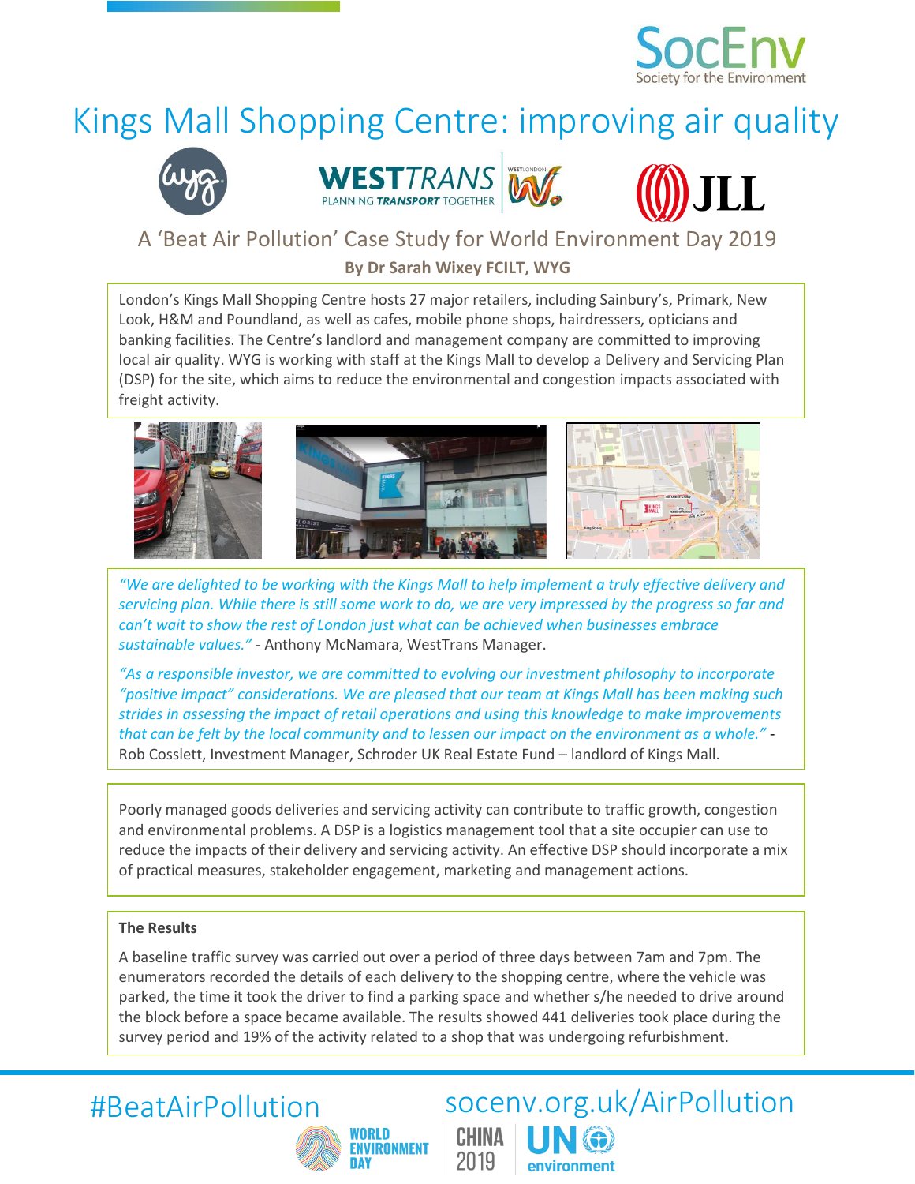SocEnv
Society for the Environment

# Kings Mall Shopping Centre: improving air quality

## A 'Beat Air Pollution' Case Study for World Environment Day 2019

**By Dr Sarah Wixey FCILT, WYG**

London's Kings Mall Shopping Centre hosts 27 major retailers, including Sainbury's, Primark, New Look, H&M and Poundland, as well as cafes, mobile phone shops, hairdressers, opticians and banking facilities. The Centre's landlord and management company are committed to improving local air quality. WYG is working with staff at the Kings Mall to develop a Delivery and Servicing Plan (DSP) for the site, which aims to reduce the environmental and congestion impacts associated with freight activity.

*"We are delighted to be working with the Kings Mall to help implement a truly effective delivery and servicing plan. While there is still some work to do, we are very impressed by the progress so far and can't wait to show the rest of London just what can be achieved when businesses embrace sustainable values."* - Anthony McNamara, WestTrans Manager.

*"As a responsible investor, we are committed to evolving our investment philosophy to incorporate "positive impact" considerations. We are pleased that our team at Kings Mall has been making such strides in assessing the impact of retail operations and using this knowledge to make improvements that can be felt by the local community and to lessen our impact on the environment as a whole."* - Rob Cosslett, Investment Manager, Schroder UK Real Estate Fund – landlord of Kings Mall.

Poorly managed goods deliveries and servicing activity can contribute to traffic growth, congestion and environmental problems. A DSP is a logistics management tool that a site occupier can use to reduce the impacts of their delivery and servicing activity. An effective DSP should incorporate a mix of practical measures, stakeholder engagement, marketing and management actions.

**The Results**

A baseline traffic survey was carried out over a period of three days between 7am and 7pm. The enumerators recorded the details of each delivery to the shopping centre, where the vehicle was parked, the time it took the driver to find a parking space and whether s/he needed to drive around the block before a space became available. The results showed 441 deliveries took place during the survey period and 19% of the activity related to a shop that was undergoing refurbishment.

#BeatAirPollution socenv.org.uk/AirPollution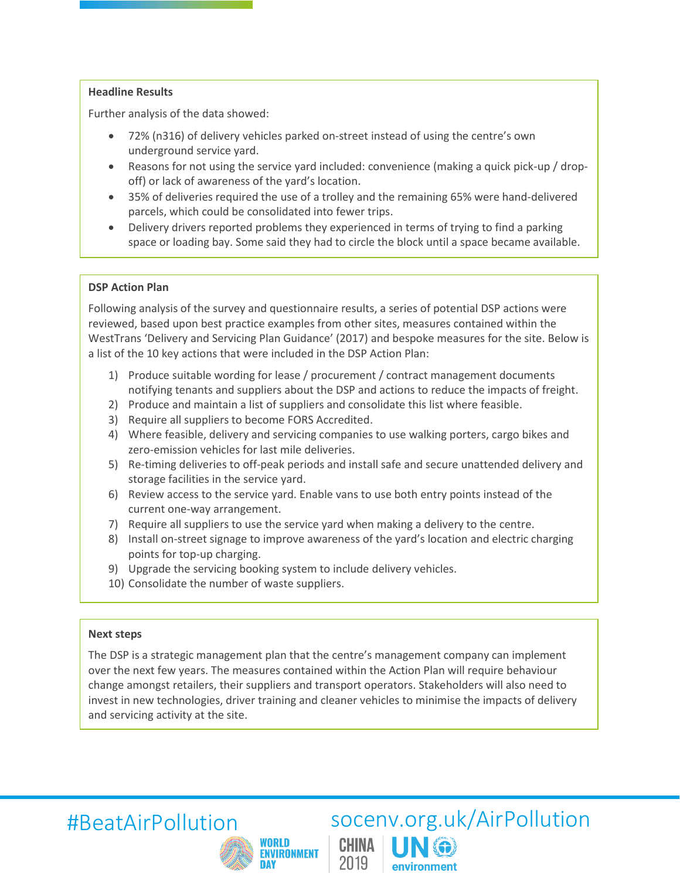### Headline Results

Further analysis of the data showed:

- 72% (n316) of delivery vehicles parked on-street instead of using the centre's own underground service yard.
- Reasons for not using the service yard included: convenience (making a quick pick-up / drop-off) or lack of awareness of the yard's location.
- 35% of deliveries required the use of a trolley and the remaining 65% were hand-delivered parcels, which could be consolidated into fewer trips.
- Delivery drivers reported problems they experienced in terms of trying to find a parking space or loading bay. Some said they had to circle the block until a space became available.

### DSP Action Plan

Following analysis of the survey and questionnaire results, a series of potential DSP actions were reviewed, based upon best practice examples from other sites, measures contained within the WestTrans 'Delivery and Servicing Plan Guidance' (2017) and bespoke measures for the site. Below is a list of the 10 key actions that were included in the DSP Action Plan:

1) Produce suitable wording for lease / procurement / contract management documents notifying tenants and suppliers about the DSP and actions to reduce the impacts of freight.
2) Produce and maintain a list of suppliers and consolidate this list where feasible.
3) Require all suppliers to become FORS Accredited.
4) Where feasible, delivery and servicing companies to use walking porters, cargo bikes and zero-emission vehicles for last mile deliveries.
5) Re-timing deliveries to off-peak periods and install safe and secure unattended delivery and storage facilities in the service yard.
6) Review access to the service yard. Enable vans to use both entry points instead of the current one-way arrangement.
7) Require all suppliers to use the service yard when making a delivery to the centre.
8) Install on-street signage to improve awareness of the yard's location and electric charging points for top-up charging.
9) Upgrade the servicing booking system to include delivery vehicles.
10) Consolidate the number of waste suppliers.

### Next steps

The DSP is a strategic management plan that the centre's management company can implement over the next few years. The measures contained within the Action Plan will require behaviour change amongst retailers, their suppliers and transport operators. Stakeholders will also need to invest in new technologies, driver training and cleaner vehicles to minimise the impacts of delivery and servicing activity at the site.